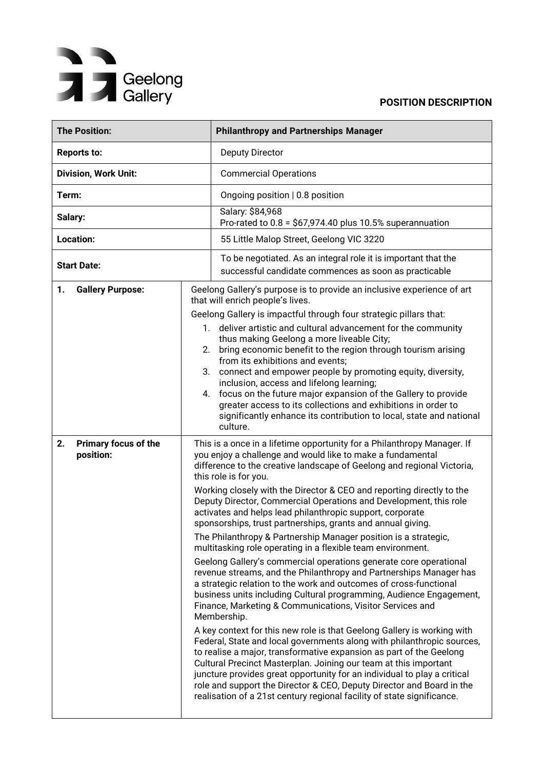Geelong Gallery

**POSITION DESCRIPTION**

| **The Position:** | **Philanthropy and Partnerships Manager** |
|---|---|
| **Reports to:** | Deputy Director |
| **Division, Work Unit:** | Commercial Operations |
| **Term:** | Ongoing position \| 0.8 position |
| **Salary:** | Salary: $84,968<br>Pro-rated to 0.8 = $67,974.40 plus 10.5% superannuation |
| **Location:** | 55 Little Malop Street, Geelong VIC 3220 |
| **Start Date:** | To be negotiated. As an integral role it is important that the successful candidate commences as soon as practicable |

**1. Gallery Purpose:**

Geelong Gallery's purpose is to provide an inclusive experience of art that will enrich people's lives.

Geelong Gallery is impactful through four strategic pillars that:

1. deliver artistic and cultural advancement for the community thus making Geelong a more liveable City;
2. bring economic benefit to the region through tourism arising from its exhibitions and events;
3. connect and empower people by promoting equity, diversity, inclusion, access and lifelong learning;
4. focus on the future major expansion of the Gallery to provide greater access to its collections and exhibitions in order to significantly enhance its contribution to local, state and national culture.

**2. Primary focus of the position:**

This is a once in a lifetime opportunity for a Philanthropy Manager. If you enjoy a challenge and would like to make a fundamental difference to the creative landscape of Geelong and regional Victoria, this role is for you.

Working closely with the Director & CEO and reporting directly to the Deputy Director, Commercial Operations and Development, this role activates and helps lead philanthropic support, corporate sponsorships, trust partnerships, grants and annual giving.

The Philanthropy & Partnership Manager position is a strategic, multitasking role operating in a flexible team environment.

Geelong Gallery's commercial operations generate core operational revenue streams, and the Philanthropy and Partnerships Manager has a strategic relation to the work and outcomes of cross-functional business units including Cultural programming, Audience Engagement, Finance, Marketing & Communications, Visitor Services and Membership.

A key context for this new role is that Geelong Gallery is working with Federal, State and local governments along with philanthropic sources, to realise a major, transformative expansion as part of the Geelong Cultural Precinct Masterplan. Joining our team at this important juncture provides great opportunity for an individual to play a critical role and support the Director & CEO, Deputy Director and Board in the realisation of a 21st century regional facility of state significance.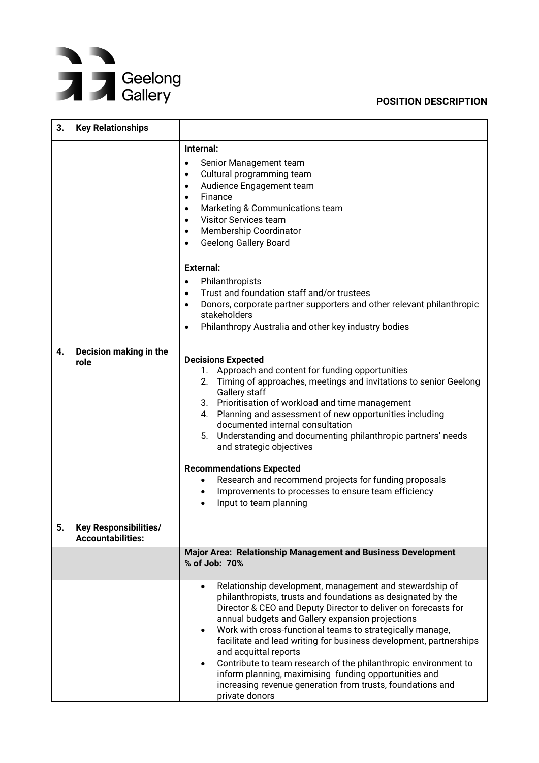**POSITION DESCRIPTION**

| | |
|---|---|
| **3. Key Relationships** | |
| | **Internal:**<br>• Senior Management team<br>• Cultural programming team<br>• Audience Engagement team<br>• Finance<br>• Marketing & Communications team<br>• Visitor Services team<br>• Membership Coordinator<br>• Geelong Gallery Board |
| | **External:**<br>• Philanthropists<br>• Trust and foundation staff and/or trustees<br>• Donors, corporate partner supporters and other relevant philanthropic stakeholders<br>• Philanthropy Australia and other key industry bodies |
| **4. Decision making in the role** | **Decisions Expected**<br>1. Approach and content for funding opportunities<br>2. Timing of approaches, meetings and invitations to senior Geelong Gallery staff<br>3. Prioritisation of workload and time management<br>4. Planning and assessment of new opportunities including documented internal consultation<br>5. Understanding and documenting philanthropic partners' needs and strategic objectives<br><br>**Recommendations Expected**<br>• Research and recommend projects for funding proposals<br>• Improvements to processes to ensure team efficiency<br>• Input to team planning |
| **5. Key Responsibilities/ Accountabilities:** | |
| | **Major Area: Relationship Management and Business Development**<br>**% of Job: 70%** |
| | • Relationship development, management and stewardship of philanthropists, trusts and foundations as designated by the Director & CEO and Deputy Director to deliver on forecasts for annual budgets and Gallery expansion projections<br>• Work with cross-functional teams to strategically manage, facilitate and lead writing for business development, partnerships and acquittal reports<br>• Contribute to team research of the philanthropic environment to inform planning, maximising funding opportunities and increasing revenue generation from trusts, foundations and private donors |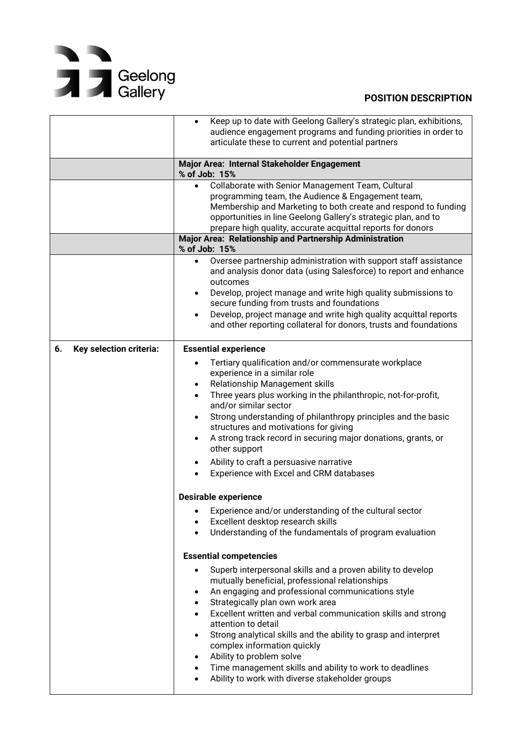| | |
|---|---|
| | • Keep up to date with Geelong Gallery's strategic plan, exhibitions, audience engagement programs and funding priorities in order to articulate these to current and potential partners |
| | **Major Area: Internal Stakeholder Engagement**<br>**% of Job: 15%** |
| | • Collaborate with Senior Management Team, Cultural programming team, the Audience & Engagement team, Membership and Marketing to both create and respond to funding opportunities in line Geelong Gallery's strategic plan, and to prepare high quality, accurate acquittal reports for donors |
| | **Major Area: Relationship and Partnership Administration**<br>**% of Job: 15%** |
| | • Oversee partnership administration with support staff assistance and analysis donor data (using Salesforce) to report and enhance outcomes<br>• Develop, project manage and write high quality submissions to secure funding from trusts and foundations<br>• Develop, project manage and write high quality acquittal reports and other reporting collateral for donors, trusts and foundations |
| **6. Key selection criteria:** | **Essential experience**<br>• Tertiary qualification and/or commensurate workplace experience in a similar role<br>• Relationship Management skills<br>• Three years plus working in the philanthropic, not-for-profit, and/or similar sector<br>• Strong understanding of philanthropy principles and the basic structures and motivations for giving<br>• A strong track record in securing major donations, grants, or other support<br>• Ability to craft a persuasive narrative<br>• Experience with Excel and CRM databases<br><br>**Desirable experience**<br>• Experience and/or understanding of the cultural sector<br>• Excellent desktop research skills<br>• Understanding of the fundamentals of program evaluation<br><br>**Essential competencies**<br>• Superb interpersonal skills and a proven ability to develop mutually beneficial, professional relationships<br>• An engaging and professional communications style<br>• Strategically plan own work area<br>• Excellent written and verbal communication skills and strong attention to detail<br>• Strong analytical skills and the ability to grasp and interpret complex information quickly<br>• Ability to problem solve<br>• Time management skills and ability to work to deadlines<br>• Ability to work with diverse stakeholder groups |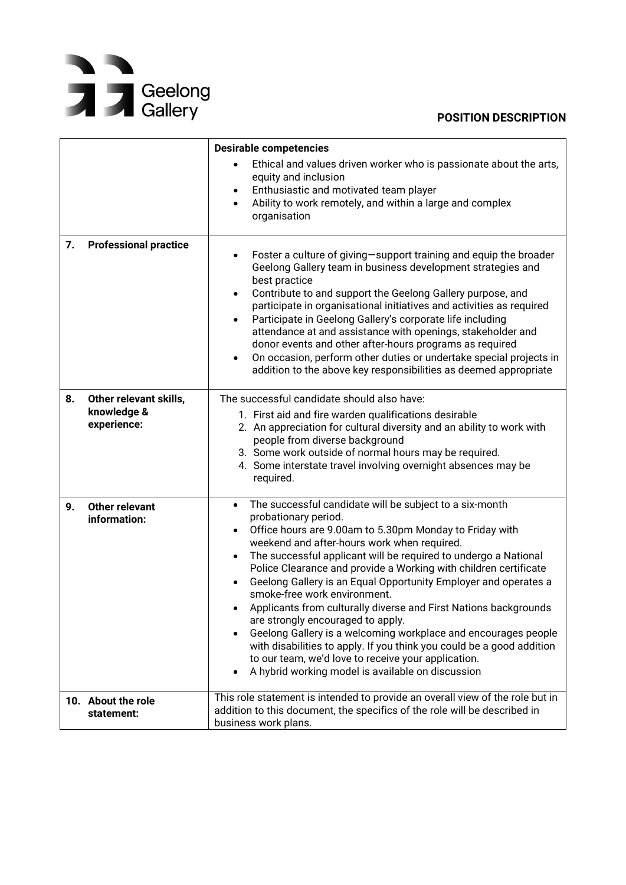**POSITION DESCRIPTION**

| | |
|---|---|
| | **Desirable competencies**<br>• Ethical and values driven worker who is passionate about the arts, equity and inclusion<br>• Enthusiastic and motivated team player<br>• Ability to work remotely, and within a large and complex organisation |
| **7. Professional practice** | • Foster a culture of giving—support training and equip the broader Geelong Gallery team in business development strategies and best practice<br>• Contribute to and support the Geelong Gallery purpose, and participate in organisational initiatives and activities as required<br>• Participate in Geelong Gallery's corporate life including attendance at and assistance with openings, stakeholder and donor events and other after-hours programs as required<br>• On occasion, perform other duties or undertake special projects in addition to the above key responsibilities as deemed appropriate |
| **8. Other relevant skills, knowledge & experience:** | The successful candidate should also have:<br>1. First aid and fire warden qualifications desirable<br>2. An appreciation for cultural diversity and an ability to work with people from diverse background<br>3. Some work outside of normal hours may be required.<br>4. Some interstate travel involving overnight absences may be required. |
| **9. Other relevant information:** | • The successful candidate will be subject to a six-month probationary period.<br>• Office hours are 9.00am to 5.30pm Monday to Friday with weekend and after-hours work when required.<br>• The successful applicant will be required to undergo a National Police Clearance and provide a Working with children certificate<br>• Geelong Gallery is an Equal Opportunity Employer and operates a smoke-free work environment.<br>• Applicants from culturally diverse and First Nations backgrounds are strongly encouraged to apply.<br>• Geelong Gallery is a welcoming workplace and encourages people with disabilities to apply. If you think you could be a good addition to our team, we'd love to receive your application.<br>• A hybrid working model is available on discussion |
| **10. About the role statement:** | This role statement is intended to provide an overall view of the role but in addition to this document, the specifics of the role will be described in business work plans. |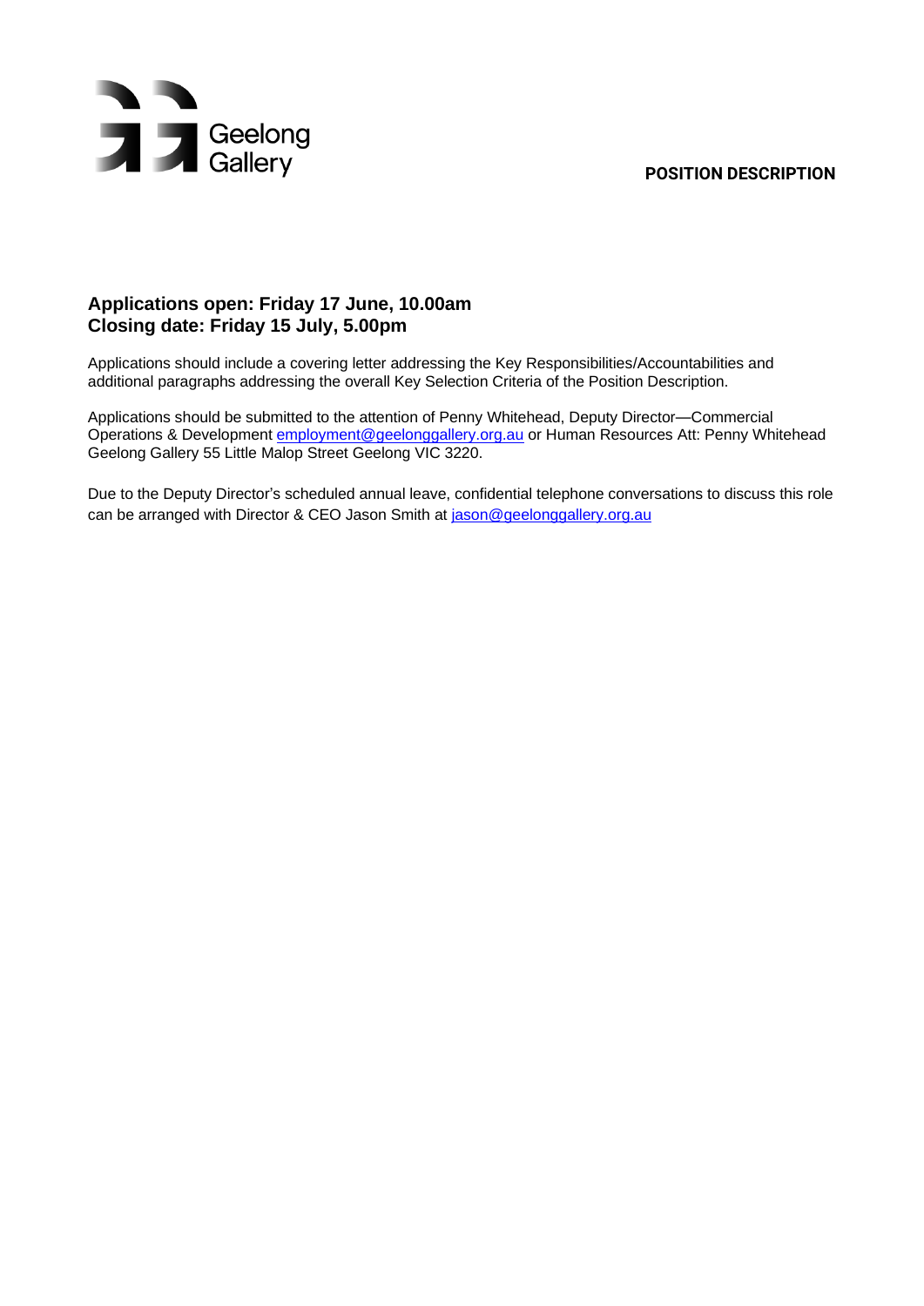**POSITION DESCRIPTION**

## Applications open: Friday 17 June, 10.00am
## Closing date: Friday 15 July, 5.00pm

Applications should include a covering letter addressing the Key Responsibilities/Accountabilities and additional paragraphs addressing the overall Key Selection Criteria of the Position Description.

Applications should be submitted to the attention of Penny Whitehead, Deputy Director—Commercial Operations & Development employment@geelonggallery.org.au or Human Resources Att: Penny Whitehead Geelong Gallery 55 Little Malop Street Geelong VIC 3220.

Due to the Deputy Director's scheduled annual leave, confidential telephone conversations to discuss this role can be arranged with Director & CEO Jason Smith at jason@geelonggallery.org.au